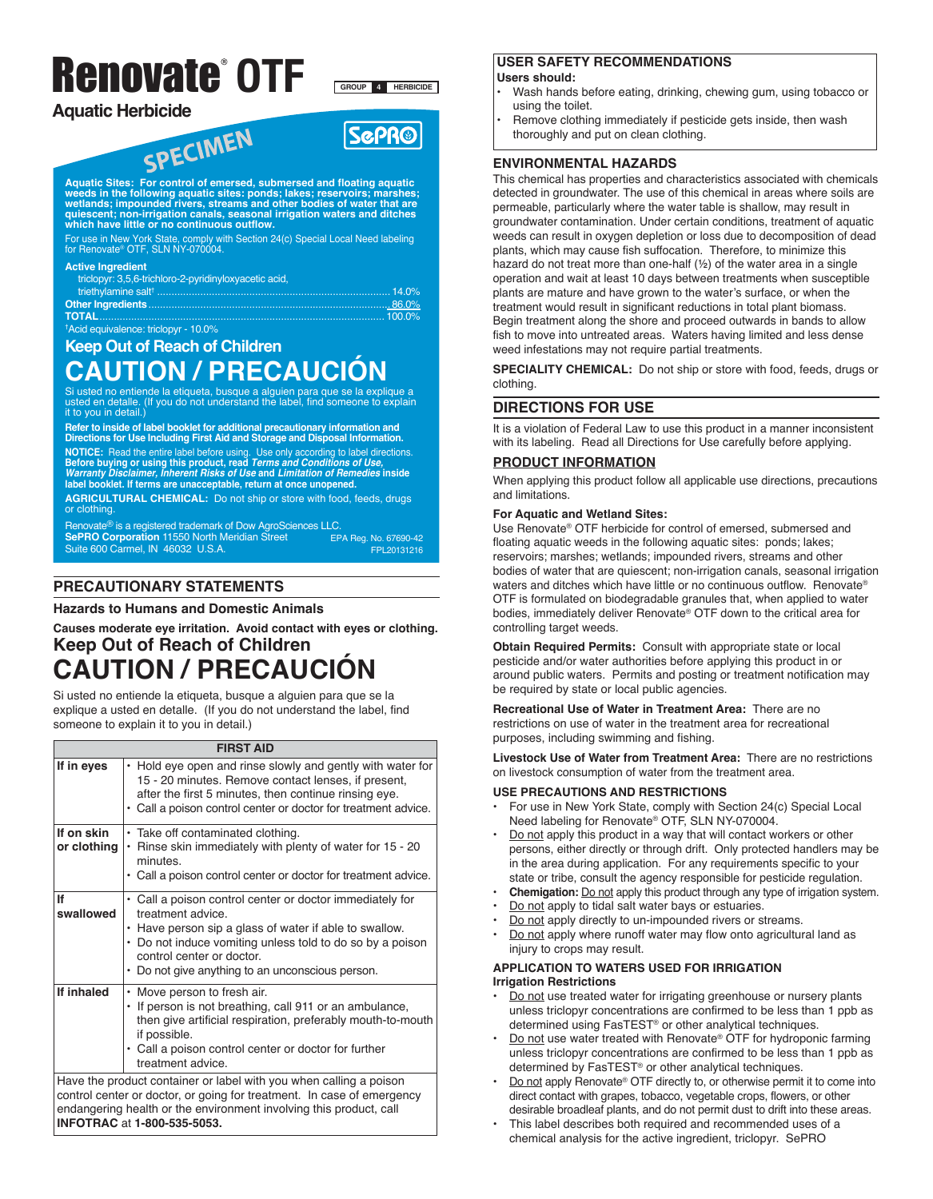# Renovate® OTF

GROUP 4 HERBICIDE

## Aquatic Herbicide

SPECIMEN

SePRO

**Aquatic Sites: For control of emersed, submersed and floating aquatic weeds in the following aquatic sites: ponds; lakes; reservoirs; marshes; wetlands; impounded rivers, streams and other bodies of water that are quiescent; non-irrigation canals, seasonal irrigation waters and ditches which have little or no continuous outflow.**

For use in New York State, comply with Section 24(c) Special Local Need labeling for Renovate® OTF, SLN NY-070004.

| **Active Ingredient** | |
|---|---|
| triclopyr: 3,5,6-trichloro-2-pyridinyloxyacetic acid, triethylamine salt† | 14.0% |
| **Other Ingredients** | 86.0% |
| **TOTAL** | 100.0% |

†Acid equivalence: triclopyr - 10.0%

**Keep Out of Reach of Children**

# CAUTION / PRECAUCIÓN

Si usted no entiende la etiqueta, busque a alguien para que se la explique a usted en detalle. (If you do not understand the label, find someone to explain it to you in detail.)

**Refer to inside of label booklet for additional precautionary information and Directions for Use Including First Aid and Storage and Disposal Information.**

**NOTICE:** Read the entire label before using. Use only according to label directions. **Before buying or using this product, read *Terms and Conditions of Use, Warranty Disclaimer, Inherent Risks of Use* and *Limitation of Remedies* inside label booklet. If terms are unacceptable, return at once unopened.**

**AGRICULTURAL CHEMICAL:** Do not ship or store with food, feeds, drugs or clothing.

Renovate® is a registered trademark of Dow AgroSciences LLC.
**SePRO Corporation** 11550 North Meridian Street Suite 600 Carmel, IN 46032 U.S.A.

EPA Reg. No. 67690-42
FPL20131216

## PRECAUTIONARY STATEMENTS

### Hazards to Humans and Domestic Animals

**Causes moderate eye irritation. Avoid contact with eyes or clothing.**

**Keep Out of Reach of Children**

# CAUTION / PRECAUCIÓN

Si usted no entiende la etiqueta, busque a alguien para que se la explique a usted en detalle. (If you do not understand the label, find someone to explain it to you in detail.)

| FIRST AID | |
|---|---|
| **If in eyes** | • Hold eye open and rinse slowly and gently with water for 15 - 20 minutes. Remove contact lenses, if present, after the first 5 minutes, then continue rinsing eye. • Call a poison control center or doctor for treatment advice. |
| **If on skin or clothing** | • Take off contaminated clothing. • Rinse skin immediately with plenty of water for 15 - 20 minutes. • Call a poison control center or doctor for treatment advice. |
| **If swallowed** | • Call a poison control center or doctor immediately for treatment advice. • Have person sip a glass of water if able to swallow. • Do not induce vomiting unless told to do so by a poison control center or doctor. • Do not give anything to an unconscious person. |
| **If inhaled** | • Move person to fresh air. • If person is not breathing, call 911 or an ambulance, then give artificial respiration, preferably mouth-to-mouth if possible. • Call a poison control center or doctor for further treatment advice. |
| Have the product container or label with you when calling a poison control center or doctor, or going for treatment. In case of emergency endangering health or the environment involving this product, call **INFOTRAC** at **1-800-535-5053.** | |

## USER SAFETY RECOMMENDATIONS

**Users should:**

- Wash hands before eating, drinking, chewing gum, using tobacco or using the toilet.
- Remove clothing immediately if pesticide gets inside, then wash thoroughly and put on clean clothing.

## ENVIRONMENTAL HAZARDS

This chemical has properties and characteristics associated with chemicals detected in groundwater. The use of this chemical in areas where soils are permeable, particularly where the water table is shallow, may result in groundwater contamination. Under certain conditions, treatment of aquatic weeds can result in oxygen depletion or loss due to decomposition of dead plants, which may cause fish suffocation. Therefore, to minimize this hazard do not treat more than one-half (½) of the water area in a single operation and wait at least 10 days between treatments when susceptible plants are mature and have grown to the water's surface, or when the treatment would result in significant reductions in total plant biomass. Begin treatment along the shore and proceed outwards in bands to allow fish to move into untreated areas. Waters having limited and less dense weed infestations may not require partial treatments.

**SPECIALITY CHEMICAL:** Do not ship or store with food, feeds, drugs or clothing.

## DIRECTIONS FOR USE

It is a violation of Federal Law to use this product in a manner inconsistent with its labeling. Read all Directions for Use carefully before applying.

### PRODUCT INFORMATION

When applying this product follow all applicable use directions, precautions and limitations.

**For Aquatic and Wetland Sites:**
Use Renovate® OTF herbicide for control of emersed, submersed and floating aquatic weeds in the following aquatic sites: ponds; lakes; reservoirs; marshes; wetlands; impounded rivers, streams and other bodies of water that are quiescent; non-irrigation canals, seasonal irrigation waters and ditches which have little or no continuous outflow. Renovate® OTF is formulated on biodegradable granules that, when applied to water bodies, immediately deliver Renovate® OTF down to the critical area for controlling target weeds.

**Obtain Required Permits:** Consult with appropriate state or local pesticide and/or water authorities before applying this product in or around public waters. Permits and posting or treatment notification may be required by state or local public agencies.

**Recreational Use of Water in Treatment Area:** There are no restrictions on use of water in the treatment area for recreational purposes, including swimming and fishing.

**Livestock Use of Water from Treatment Area:** There are no restrictions on livestock consumption of water from the treatment area.

### USE PRECAUTIONS AND RESTRICTIONS

- For use in New York State, comply with Section 24(c) Special Local Need labeling for Renovate® OTF, SLN NY-070004.
- Do not apply this product in a way that will contact workers or other persons, either directly or through drift. Only protected handlers may be in the area during application. For any requirements specific to your state or tribe, consult the agency responsible for pesticide regulation.
- **Chemigation:** Do not apply this product through any type of irrigation system.
- Do not apply to tidal salt water bays or estuaries.
- Do not apply directly to un-impounded rivers or streams.
- Do not apply where runoff water may flow onto agricultural land as injury to crops may result.

### APPLICATION TO WATERS USED FOR IRRIGATION

**Irrigation Restrictions**

- Do not use treated water for irrigating greenhouse or nursery plants unless triclopyr concentrations are confirmed to be less than 1 ppb as determined using FasTEST® or other analytical techniques.
- Do not use water treated with Renovate® OTF for hydroponic farming unless triclopyr concentrations are confirmed to be less than 1 ppb as determined by FasTEST® or other analytical techniques.
- Do not apply Renovate® OTF directly to, or otherwise permit it to come into direct contact with grapes, tobacco, vegetable crops, flowers, or other desirable broadleaf plants, and do not permit dust to drift into these areas.
- This label describes both required and recommended uses of a chemical analysis for the active ingredient, triclopyr. SePRO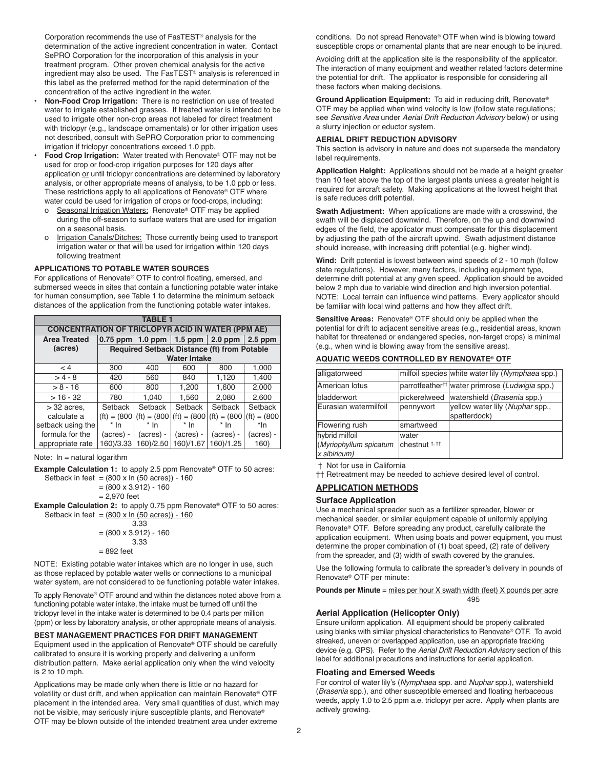Corporation recommends the use of FasTEST® analysis for the determination of the active ingredient concentration in water. Contact SePRO Corporation for the incorporation of this analysis in your treatment program. Other proven chemical analysis for the active ingredient may also be used. The FasTEST® analysis is referenced in this label as the preferred method for the rapid determination of the concentration of the active ingredient in the water.

- **Non-Food Crop Irrigation:** There is no restriction on use of treated water to irrigate established grasses. If treated water is intended to be used to irrigate other non-crop areas not labeled for direct treatment with triclopyr (e.g., landscape ornamentals) or for other irrigation uses not described, consult with SePRO Corporation prior to commencing irrigation if triclopyr concentrations exceed 1.0 ppb.
- **Food Crop Irrigation:** Water treated with Renovate® OTF may not be used for crop or food-crop irrigation purposes for 120 days after application or until triclopyr concentrations are determined by laboratory analysis, or other appropriate means of analysis, to be 1.0 ppb or less. These restrictions apply to all applications of Renovate® OTF where water could be used for irrigation of crops or food-crops, including:
  - o Seasonal Irrigation Waters: Renovate® OTF may be applied during the off-season to surface waters that are used for irrigation on a seasonal basis.
  - o Irrigation Canals/Ditches: Those currently being used to transport irrigation water or that will be used for irrigation within 120 days following treatment

**APPLICATIONS TO POTABLE WATER SOURCES**

For applications of Renovate® OTF to control floating, emersed, and submersed weeds in sites that contain a functioning potable water intake for human consumption, see Table 1 to determine the minimum setback distances of the application from the functioning potable water intakes.

| TABLE 1 | | | | | |
|---|---|---|---|---|---|
| **CONCENTRATION OF TRICLOPYR ACID IN WATER (PPM AE)** | | | | | |
| **Area Treated (acres)** | **0.75 ppm** | **1.0 ppm** | **1.5 ppm** | **2.0 ppm** | **2.5 ppm** |
| | **Required Setback Distance (ft) from Potable Water Intake** | | | | |
| < 4 | 300 | 400 | 600 | 800 | 1,000 |
| > 4 - 8 | 420 | 560 | 840 | 1,120 | 1,400 |
| > 8 - 16 | 600 | 800 | 1,200 | 1,600 | 2,000 |
| > 16 - 32 | 780 | 1,040 | 1,560 | 2,080 | 2,600 |
| > 32 acres, calculate a setback using the formula for the appropriate rate | Setback (ft) = (800 * ln (acres) - 160)/3.33 | Setback (ft) = (800 * ln (acres) - 160)/2.50 | Setback (ft) = (800 * ln (acres) - 160)/1.67 | Setback (ft) = (800 * ln (acres) - 160)/1.25 | Setback (ft) = (800 *ln (acres) - 160) |

Note: ln = natural logarithm

**Example Calculation 1:** to apply 2.5 ppm Renovate® OTF to 50 acres:

Setback in feet = (800 x ln (50 acres)) - 160
= (800 x 3.912) - 160
= 2,970 feet

**Example Calculation 2:** to apply 0.75 ppm Renovate® OTF to 50 acres:

$$\text{Setback in feet} = \frac{(800 \times \ln(50 \text{ acres})) - 160}{3.33} = \frac{(800 \times 3.912) - 160}{3.33} = 892 \text{ feet}$$

NOTE: Existing potable water intakes which are no longer in use, such as those replaced by potable water wells or connections to a municipal water system, are not considered to be functioning potable water intakes.

To apply Renovate® OTF around and within the distances noted above from a functioning potable water intake, the intake must be turned off until the triclopyr level in the intake water is determined to be 0.4 parts per million (ppm) or less by laboratory analysis, or other appropriate means of analysis.

**BEST MANAGEMENT PRACTICES FOR DRIFT MANAGEMENT**

Equipment used in the application of Renovate® OTF should be carefully calibrated to ensure it is working properly and delivering a uniform distribution pattern. Make aerial application only when the wind velocity is 2 to 10 mph.

Applications may be made only when there is little or no hazard for volatility or dust drift, and when application can maintain Renovate® OTF placement in the intended area. Very small quantities of dust, which may not be visible, may seriously injure susceptible plants, and Renovate® OTF may be blown outside of the intended treatment area under extreme conditions. Do not spread Renovate® OTF when wind is blowing toward susceptible crops or ornamental plants that are near enough to be injured.

Avoiding drift at the application site is the responsibility of the applicator. The interaction of many equipment and weather related factors determine the potential for drift. The applicator is responsible for considering all these factors when making decisions.

**Ground Application Equipment:** To aid in reducing drift, Renovate® OTF may be applied when wind velocity is low (follow state regulations; see *Sensitive Area* under *Aerial Drift Reduction Advisory* below) or using a slurry injection or eductor system.

**AERIAL DRIFT REDUCTION ADVISORY**

This section is advisory in nature and does not supersede the mandatory label requirements.

**Application Height:** Applications should not be made at a height greater than 10 feet above the top of the largest plants unless a greater height is required for aircraft safety. Making applications at the lowest height that is safe reduces drift potential.

**Swath Adjustment:** When applications are made with a crosswind, the swath will be displaced downwind. Therefore, on the up and downwind edges of the field, the applicator must compensate for this displacement by adjusting the path of the aircraft upwind. Swath adjustment distance should increase, with increasing drift potential (e.g. higher wind).

**Wind:** Drift potential is lowest between wind speeds of 2 - 10 mph (follow state regulations). However, many factors, including equipment type, determine drift potential at any given speed. Application should be avoided below 2 mph due to variable wind direction and high inversion potential. NOTE: Local terrain can influence wind patterns. Every applicator should be familiar with local wind patterns and how they affect drift.

**Sensitive Areas:** Renovate® OTF should only be applied when the potential for drift to adjacent sensitive areas (e.g., residential areas, known habitat for threatened or endangered species, non-target crops) is minimal (e.g., when wind is blowing away from the sensitive areas).

**AQUATIC WEEDS CONTROLLED BY RENOVATE® OTF**

| | | |
|---|---|---|
| alligatorweed | milfoil species | white water lily (*Nymphaea* spp.) |
| American lotus | parrotfeather†† | water primrose (*Ludwigia* spp.) |
| bladderwort | pickerelweed | watershield (*Brasenia* spp.) |
| Eurasian watermilfoil | pennywort | yellow water lily (*Nuphar* spp., spatterdock) |
| Flowering rush | smartweed | |
| hybrid milfoil (*Myriophyllum spicatum x sibiricum*) | water chestnut †, †† | |

† Not for use in California

†† Retreatment may be needed to achieve desired level of control.

## APPLICATION METHODS

### Surface Application

Use a mechanical spreader such as a fertilizer spreader, blower or mechanical seeder, or similar equipment capable of uniformly applying Renovate® OTF. Before spreading any product, carefully calibrate the application equipment. When using boats and power equipment, you must determine the proper combination of (1) boat speed, (2) rate of delivery from the spreader, and (3) width of swath covered by the granules.

Use the following formula to calibrate the spreader's delivery in pounds of Renovate® OTF per minute:

$$\textbf{Pounds per Minute} = \frac{\text{miles per hour} \times \text{swath width (feet)} \times \text{pounds per acre}}{495}$$

### Aerial Application (Helicopter Only)

Ensure uniform application. All equipment should be properly calibrated using blanks with similar physical characteristics to Renovate® OTF. To avoid streaked, uneven or overlapped application, use an appropriate tracking device (e.g. GPS). Refer to the *Aerial Drift Reduction Advisory* section of this label for additional precautions and instructions for aerial application.

### Floating and Emersed Weeds

For control of water lily's (*Nymphaea* spp. and *Nuphar* spp.), watershield (*Brasenia* spp.), and other susceptible emersed and floating herbaceous weeds, apply 1.0 to 2.5 ppm a.e. triclopyr per acre. Apply when plants are actively growing.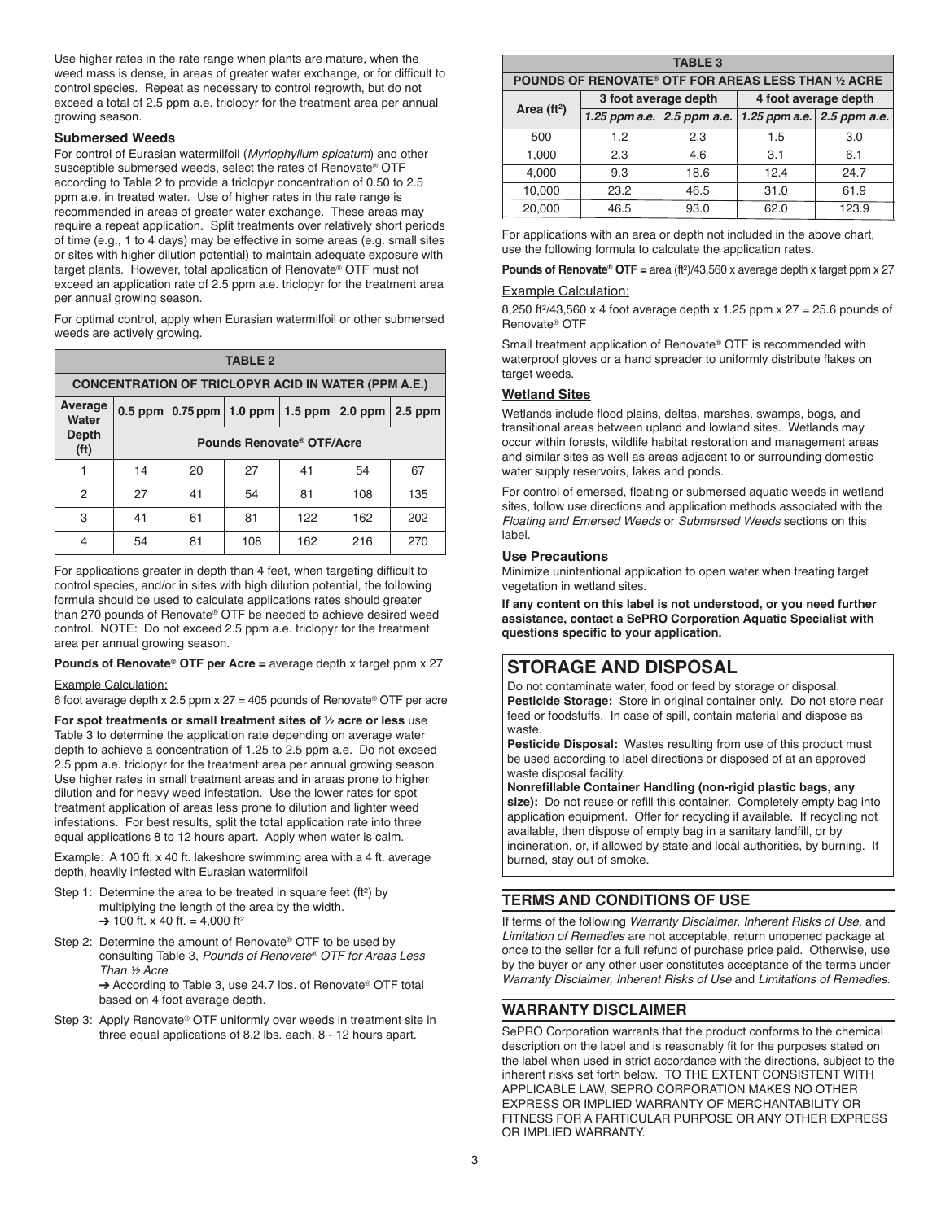Use higher rates in the rate range when plants are mature, when the weed mass is dense, in areas of greater water exchange, or for difficult to control species. Repeat as necessary to control regrowth, but do not exceed a total of 2.5 ppm a.e. triclopyr for the treatment area per annual growing season.

### Submersed Weeds

For control of Eurasian watermilfoil (*Myriophyllum spicatum*) and other susceptible submersed weeds, select the rates of Renovate® OTF according to Table 2 to provide a triclopyr concentration of 0.50 to 2.5 ppm a.e. in treated water. Use of higher rates in the rate range is recommended in areas of greater water exchange. These areas may require a repeat application. Split treatments over relatively short periods of time (e.g., 1 to 4 days) may be effective in some areas (e.g. small sites or sites with higher dilution potential) to maintain adequate exposure with target plants. However, total application of Renovate® OTF must not exceed an application rate of 2.5 ppm a.e. triclopyr for the treatment area per annual growing season.

For optimal control, apply when Eurasian watermilfoil or other submersed weeds are actively growing.

| TABLE 2 | | | | | | |
|---|---|---|---|---|---|---|
| **CONCENTRATION OF TRICLOPYR ACID IN WATER (PPM A.E.)** | | | | | | |
| **Average Water Depth (ft)** | **0.5 ppm** | **0.75 ppm** | **1.0 ppm** | **1.5 ppm** | **2.0 ppm** | **2.5 ppm** |
| | **Pounds Renovate® OTF/Acre** | | | | | |
| 1 | 14 | 20 | 27 | 41 | 54 | 67 |
| 2 | 27 | 41 | 54 | 81 | 108 | 135 |
| 3 | 41 | 61 | 81 | 122 | 162 | 202 |
| 4 | 54 | 81 | 108 | 162 | 216 | 270 |

For applications greater in depth than 4 feet, when targeting difficult to control species, and/or in sites with high dilution potential, the following formula should be used to calculate applications rates should greater than 270 pounds of Renovate® OTF be needed to achieve desired weed control. NOTE: Do not exceed 2.5 ppm a.e. triclopyr for the treatment area per annual growing season.

**Pounds of Renovate® OTF per Acre =** average depth x target ppm x 27

Example Calculation:

6 foot average depth x 2.5 ppm x 27 = 405 pounds of Renovate® OTF per acre

**For spot treatments or small treatment sites of ½ acre or less** use Table 3 to determine the application rate depending on average water depth to achieve a concentration of 1.25 to 2.5 ppm a.e. Do not exceed 2.5 ppm a.e. triclopyr for the treatment area per annual growing season. Use higher rates in small treatment areas and in areas prone to higher dilution and for heavy weed infestation. Use the lower rates for spot treatment application of areas less prone to dilution and lighter weed infestations. For best results, split the total application rate into three equal applications 8 to 12 hours apart. Apply when water is calm.

Example: A 100 ft. x 40 ft. lakeshore swimming area with a 4 ft. average depth, heavily infested with Eurasian watermilfoil

Step 1: Determine the area to be treated in square feet (ft²) by multiplying the length of the area by the width.
→ 100 ft. x 40 ft. = 4,000 ft²

Step 2: Determine the amount of Renovate® OTF to be used by consulting Table 3, *Pounds of Renovate® OTF for Areas Less Than ½ Acre*.
→ According to Table 3, use 24.7 lbs. of Renovate® OTF total based on 4 foot average depth.

Step 3: Apply Renovate® OTF uniformly over weeds in treatment site in three equal applications of 8.2 lbs. each, 8 - 12 hours apart.

| TABLE 3 | | | | |
|---|---|---|---|---|
| **POUNDS OF RENOVATE® OTF FOR AREAS LESS THAN ½ ACRE** | | | | |
| **Area (ft²)** | **3 foot average depth** | | **4 foot average depth** | |
| | *1.25 ppm a.e.* | *2.5 ppm a.e.* | *1.25 ppm a.e.* | *2.5 ppm a.e.* |
| 500 | 1.2 | 2.3 | 1.5 | 3.0 |
| 1,000 | 2.3 | 4.6 | 3.1 | 6.1 |
| 4,000 | 9.3 | 18.6 | 12.4 | 24.7 |
| 10,000 | 23.2 | 46.5 | 31.0 | 61.9 |
| 20,000 | 46.5 | 93.0 | 62.0 | 123.9 |

For applications with an area or depth not included in the above chart, use the following formula to calculate the application rates.

**Pounds of Renovate® OTF =** area (ft²)/43,560 x average depth x target ppm x 27

Example Calculation:

8,250 ft²/43,560 x 4 foot average depth x 1.25 ppm x 27 = 25.6 pounds of Renovate® OTF

Small treatment application of Renovate® OTF is recommended with waterproof gloves or a hand spreader to uniformly distribute flakes on target weeds.

### Wetland Sites

Wetlands include flood plains, deltas, marshes, swamps, bogs, and transitional areas between upland and lowland sites. Wetlands may occur within forests, wildlife habitat restoration and management areas and similar sites as well as areas adjacent to or surrounding domestic water supply reservoirs, lakes and ponds.

For control of emersed, floating or submersed aquatic weeds in wetland sites, follow use directions and application methods associated with the *Floating and Emersed Weeds* or *Submersed Weeds* sections on this label.

### Use Precautions

Minimize unintentional application to open water when treating target vegetation in wetland sites.

**If any content on this label is not understood, or you need further assistance, contact a SePRO Corporation Aquatic Specialist with questions specific to your application.**

## STORAGE AND DISPOSAL

Do not contaminate water, food or feed by storage or disposal.

**Pesticide Storage:** Store in original container only. Do not store near feed or foodstuffs. In case of spill, contain material and dispose as waste.

**Pesticide Disposal:** Wastes resulting from use of this product must be used according to label directions or disposed of at an approved waste disposal facility.

**Nonrefillable Container Handling (non-rigid plastic bags, any size):** Do not reuse or refill this container. Completely empty bag into application equipment. Offer for recycling if available. If recycling not available, then dispose of empty bag in a sanitary landfill, or by incineration, or, if allowed by state and local authorities, by burning. If burned, stay out of smoke.

## TERMS AND CONDITIONS OF USE

If terms of the following *Warranty Disclaimer, Inherent Risks of Use,* and *Limitation of Remedies* are not acceptable, return unopened package at once to the seller for a full refund of purchase price paid. Otherwise, use by the buyer or any other user constitutes acceptance of the terms under *Warranty Disclaimer, Inherent Risks of Use* and *Limitations of Remedies.*

## WARRANTY DISCLAIMER

SePRO Corporation warrants that the product conforms to the chemical description on the label and is reasonably fit for the purposes stated on the label when used in strict accordance with the directions, subject to the inherent risks set forth below. TO THE EXTENT CONSISTENT WITH APPLICABLE LAW, SEPRO CORPORATION MAKES NO OTHER EXPRESS OR IMPLIED WARRANTY OF MERCHANTABILITY OR FITNESS FOR A PARTICULAR PURPOSE OR ANY OTHER EXPRESS OR IMPLIED WARRANTY.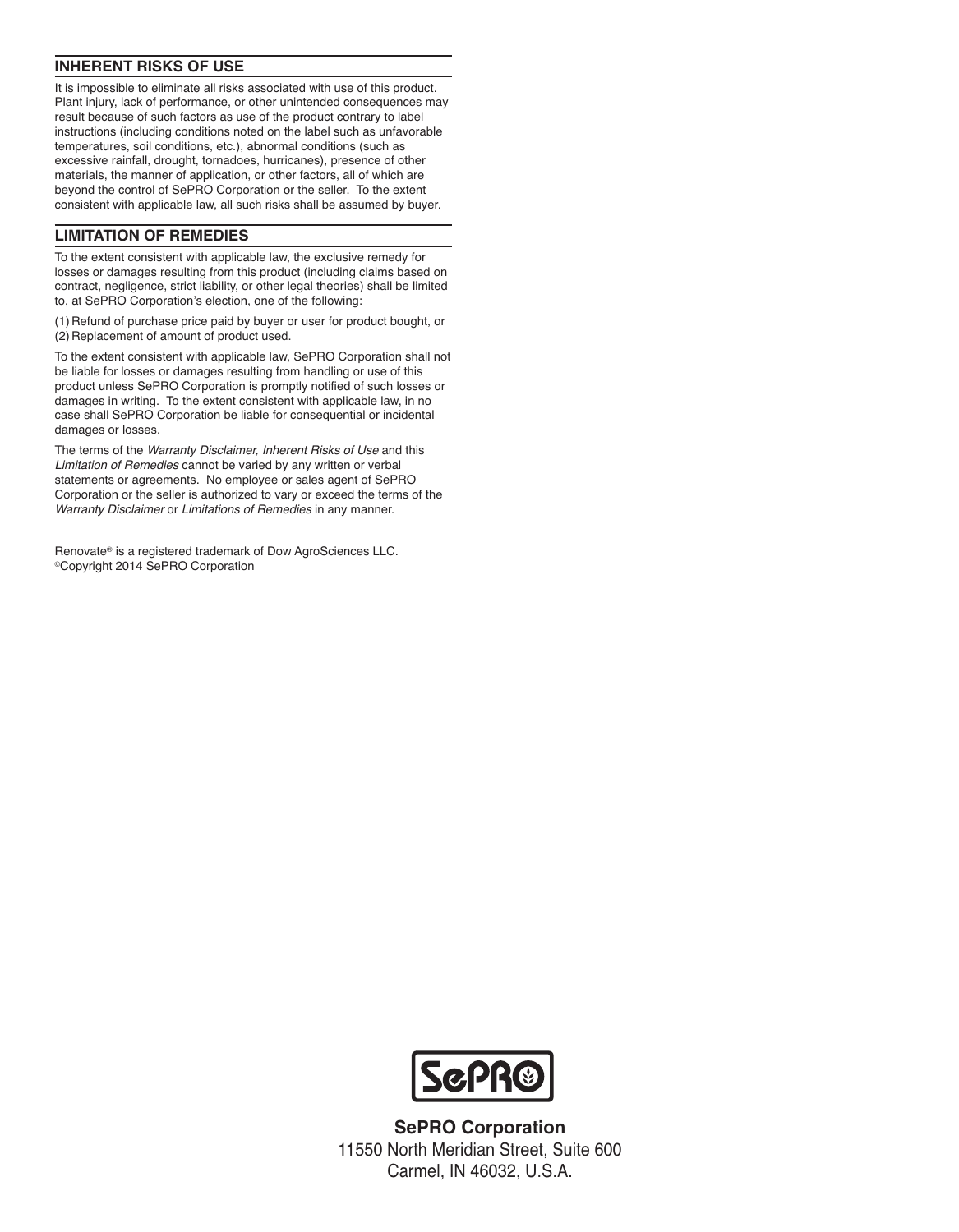## INHERENT RISKS OF USE

It is impossible to eliminate all risks associated with use of this product. Plant injury, lack of performance, or other unintended consequences may result because of such factors as use of the product contrary to label instructions (including conditions noted on the label such as unfavorable temperatures, soil conditions, etc.), abnormal conditions (such as excessive rainfall, drought, tornadoes, hurricanes), presence of other materials, the manner of application, or other factors, all of which are beyond the control of SePRO Corporation or the seller. To the extent consistent with applicable law, all such risks shall be assumed by buyer.

## LIMITATION OF REMEDIES

To the extent consistent with applicable law, the exclusive remedy for losses or damages resulting from this product (including claims based on contract, negligence, strict liability, or other legal theories) shall be limited to, at SePRO Corporation's election, one of the following:

(1) Refund of purchase price paid by buyer or user for product bought, or
(2) Replacement of amount of product used.

To the extent consistent with applicable law, SePRO Corporation shall not be liable for losses or damages resulting from handling or use of this product unless SePRO Corporation is promptly notified of such losses or damages in writing. To the extent consistent with applicable law, in no case shall SePRO Corporation be liable for consequential or incidental damages or losses.

The terms of the *Warranty Disclaimer, Inherent Risks of Use* and this *Limitation of Remedies* cannot be varied by any written or verbal statements or agreements. No employee or sales agent of SePRO Corporation or the seller is authorized to vary or exceed the terms of the *Warranty Disclaimer* or *Limitations of Remedies* in any manner.

Renovate® is a registered trademark of Dow AgroSciences LLC.
©Copyright 2014 SePRO Corporation

SePRO

**SePRO Corporation**
11550 North Meridian Street, Suite 600
Carmel, IN 46032, U.S.A.